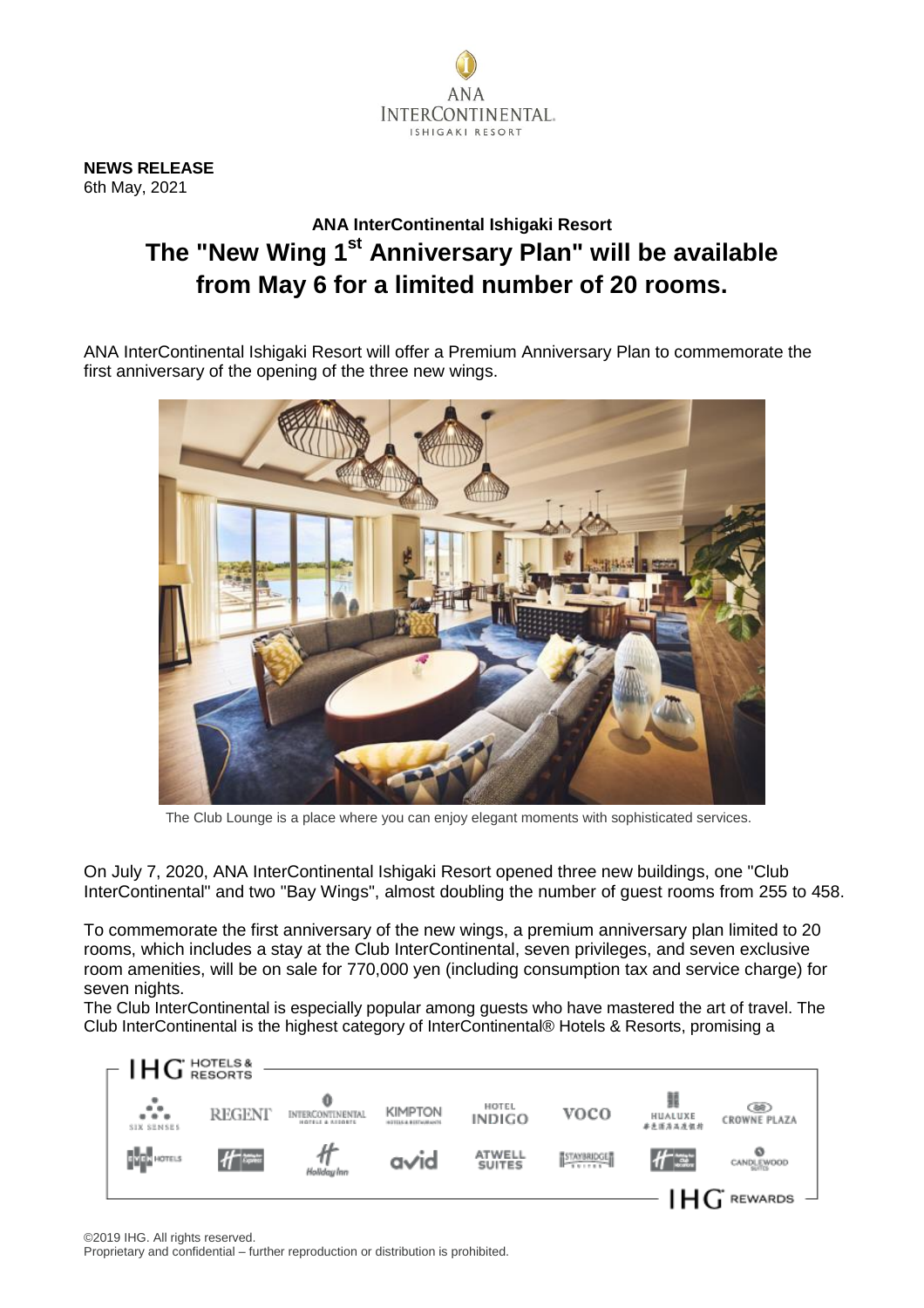**NEWS RELEASE**
6th May, 2021

## ANA InterContinental Ishigaki Resort

# The "New Wing 1st Anniversary Plan" will be available from May 6 for a limited number of 20 rooms.

ANA InterContinental Ishigaki Resort will offer a Premium Anniversary Plan to commemorate the first anniversary of the opening of the three new wings.

The Club Lounge is a place where you can enjoy elegant moments with sophisticated services.

On July 7, 2020, ANA InterContinental Ishigaki Resort opened three new buildings, one "Club InterContinental" and two "Bay Wings", almost doubling the number of guest rooms from 255 to 458.

To commemorate the first anniversary of the new wings, a premium anniversary plan limited to 20 rooms, which includes a stay at the Club InterContinental, seven privileges, and seven exclusive room amenities, will be on sale for 770,000 yen (including consumption tax and service charge) for seven nights.

The Club InterContinental is especially popular among guests who have mastered the art of travel. The Club InterContinental is the highest category of InterContinental® Hotels & Resorts, promising a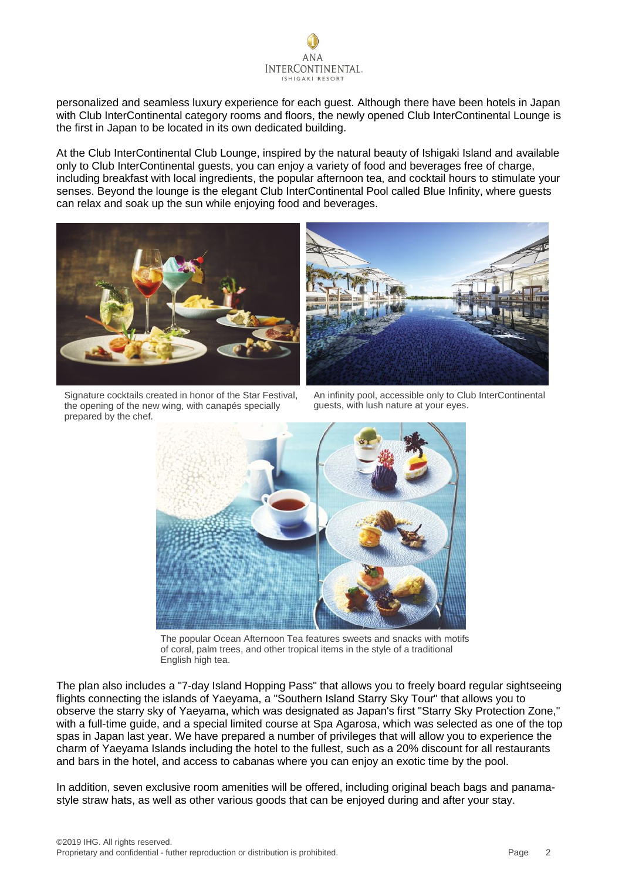personalized and seamless luxury experience for each guest. Although there have been hotels in Japan with Club InterContinental category rooms and floors, the newly opened Club InterContinental Lounge is the first in Japan to be located in its own dedicated building.

At the Club InterContinental Club Lounge, inspired by the natural beauty of Ishigaki Island and available only to Club InterContinental guests, you can enjoy a variety of food and beverages free of charge, including breakfast with local ingredients, the popular afternoon tea, and cocktail hours to stimulate your senses. Beyond the lounge is the elegant Club InterContinental Pool called Blue Infinity, where guests can relax and soak up the sun while enjoying food and beverages.

Signature cocktails created in honor of the Star Festival, the opening of the new wing, with canapés specially prepared by the chef.

An infinity pool, accessible only to Club InterContinental guests, with lush nature at your eyes.

The popular Ocean Afternoon Tea features sweets and snacks with motifs of coral, palm trees, and other tropical items in the style of a traditional English high tea.

The plan also includes a "7-day Island Hopping Pass" that allows you to freely board regular sightseeing flights connecting the islands of Yaeyama, a "Southern Island Starry Sky Tour" that allows you to observe the starry sky of Yaeyama, which was designated as Japan's first "Starry Sky Protection Zone," with a full-time guide, and a special limited course at Spa Agarosa, which was selected as one of the top spas in Japan last year. We have prepared a number of privileges that will allow you to experience the charm of Yaeyama Islands including the hotel to the fullest, such as a 20% discount for all restaurants and bars in the hotel, and access to cabanas where you can enjoy an exotic time by the pool.

In addition, seven exclusive room amenities will be offered, including original beach bags and panama-style straw hats, as well as other various goods that can be enjoyed during and after your stay.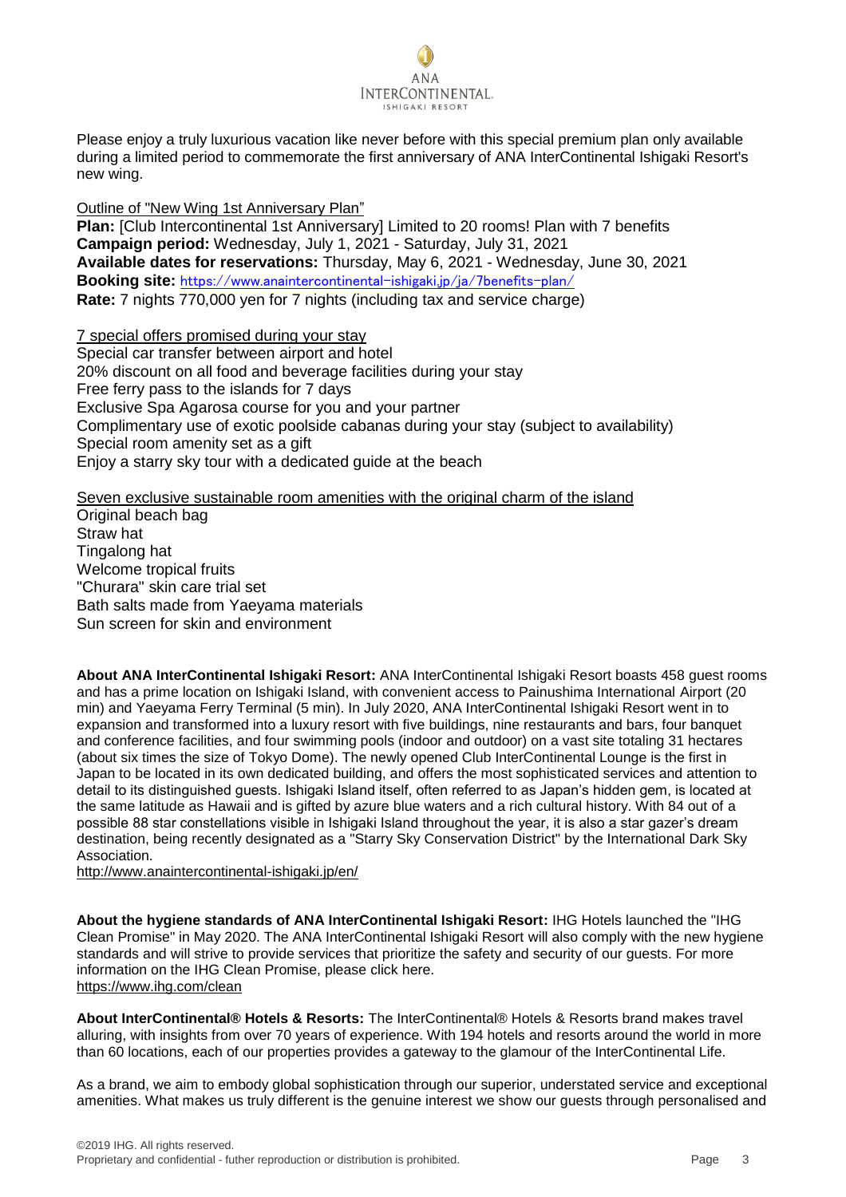Please enjoy a truly luxurious vacation like never before with this special premium plan only available during a limited period to commemorate the first anniversary of ANA InterContinental Ishigaki Resort's new wing.

Outline of "New Wing 1st Anniversary Plan"

**Plan:** [Club Intercontinental 1st Anniversary] Limited to 20 rooms! Plan with 7 benefits
**Campaign period:** Wednesday, July 1, 2021 - Saturday, July 31, 2021
**Available dates for reservations:** Thursday, May 6, 2021 - Wednesday, June 30, 2021
**Booking site:** https://www.anaintercontinental-ishigaki.jp/ja/7benefits-plan/
**Rate:** 7 nights 770,000 yen for 7 nights (including tax and service charge)

7 special offers promised during your stay

Special car transfer between airport and hotel
20% discount on all food and beverage facilities during your stay
Free ferry pass to the islands for 7 days
Exclusive Spa Agarosa course for you and your partner
Complimentary use of exotic poolside cabanas during your stay (subject to availability)
Special room amenity set as a gift
Enjoy a starry sky tour with a dedicated guide at the beach

Seven exclusive sustainable room amenities with the original charm of the island

Original beach bag
Straw hat
Tingalong hat
Welcome tropical fruits
"Churara" skin care trial set
Bath salts made from Yaeyama materials
Sun screen for skin and environment

**About ANA InterContinental Ishigaki Resort:** ANA InterContinental Ishigaki Resort boasts 458 guest rooms and has a prime location on Ishigaki Island, with convenient access to Painushima International Airport (20 min) and Yaeyama Ferry Terminal (5 min). In July 2020, ANA InterContinental Ishigaki Resort went in to expansion and transformed into a luxury resort with five buildings, nine restaurants and bars, four banquet and conference facilities, and four swimming pools (indoor and outdoor) on a vast site totaling 31 hectares (about six times the size of Tokyo Dome). The newly opened Club InterContinental Lounge is the first in Japan to be located in its own dedicated building, and offers the most sophisticated services and attention to detail to its distinguished guests. Ishigaki Island itself, often referred to as Japan's hidden gem, is located at the same latitude as Hawaii and is gifted by azure blue waters and a rich cultural history. With 84 out of a possible 88 star constellations visible in Ishigaki Island throughout the year, it is also a star gazer's dream destination, being recently designated as a "Starry Sky Conservation District" by the International Dark Sky Association.
http://www.anaintercontinental-ishigaki.jp/en/

**About the hygiene standards of ANA InterContinental Ishigaki Resort:** IHG Hotels launched the "IHG Clean Promise" in May 2020. The ANA InterContinental Ishigaki Resort will also comply with the new hygiene standards and will strive to provide services that prioritize the safety and security of our guests. For more information on the IHG Clean Promise, please click here.
https://www.ihg.com/clean

**About InterContinental® Hotels & Resorts:** The InterContinental® Hotels & Resorts brand makes travel alluring, with insights from over 70 years of experience. With 194 hotels and resorts around the world in more than 60 locations, each of our properties provides a gateway to the glamour of the InterContinental Life.

As a brand, we aim to embody global sophistication through our superior, understated service and exceptional amenities. What makes us truly different is the genuine interest we show our guests through personalised and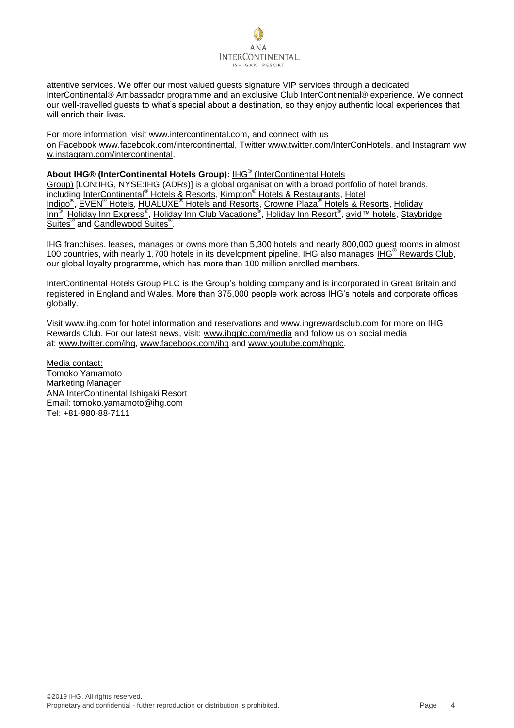attentive services. We offer our most valued guests signature VIP services through a dedicated InterContinental® Ambassador programme and an exclusive Club InterContinental® experience. We connect our well-travelled guests to what's special about a destination, so they enjoy authentic local experiences that will enrich their lives.

For more information, visit www.intercontinental.com, and connect with us on Facebook www.facebook.com/intercontinental, Twitter www.twitter.com/InterConHotels, and Instagram www.instagram.com/intercontinental.

**About IHG® (InterContinental Hotels Group):** IHG® (InterContinental Hotels Group) [LON:IHG, NYSE:IHG (ADRs)] is a global organisation with a broad portfolio of hotel brands, including InterContinental® Hotels & Resorts, Kimpton® Hotels & Restaurants, Hotel Indigo®, EVEN® Hotels, HUALUXE® Hotels and Resorts, Crowne Plaza® Hotels & Resorts, Holiday Inn®, Holiday Inn Express®, Holiday Inn Club Vacations®, Holiday Inn Resort®, avid™ hotels, Staybridge Suites® and Candlewood Suites®.

IHG franchises, leases, manages or owns more than 5,300 hotels and nearly 800,000 guest rooms in almost 100 countries, with nearly 1,700 hotels in its development pipeline. IHG also manages IHG® Rewards Club, our global loyalty programme, which has more than 100 million enrolled members.

InterContinental Hotels Group PLC is the Group's holding company and is incorporated in Great Britain and registered in England and Wales. More than 375,000 people work across IHG's hotels and corporate offices globally.

Visit www.ihg.com for hotel information and reservations and www.ihgrewardsclub.com for more on IHG Rewards Club. For our latest news, visit: www.ihgplc.com/media and follow us on social media at: www.twitter.com/ihg, www.facebook.com/ihg and www.youtube.com/ihgplc.

Media contact:
Tomoko Yamamoto
Marketing Manager
ANA InterContinental Ishigaki Resort
Email: tomoko.yamamoto@ihg.com
Tel: +81-980-88-7111